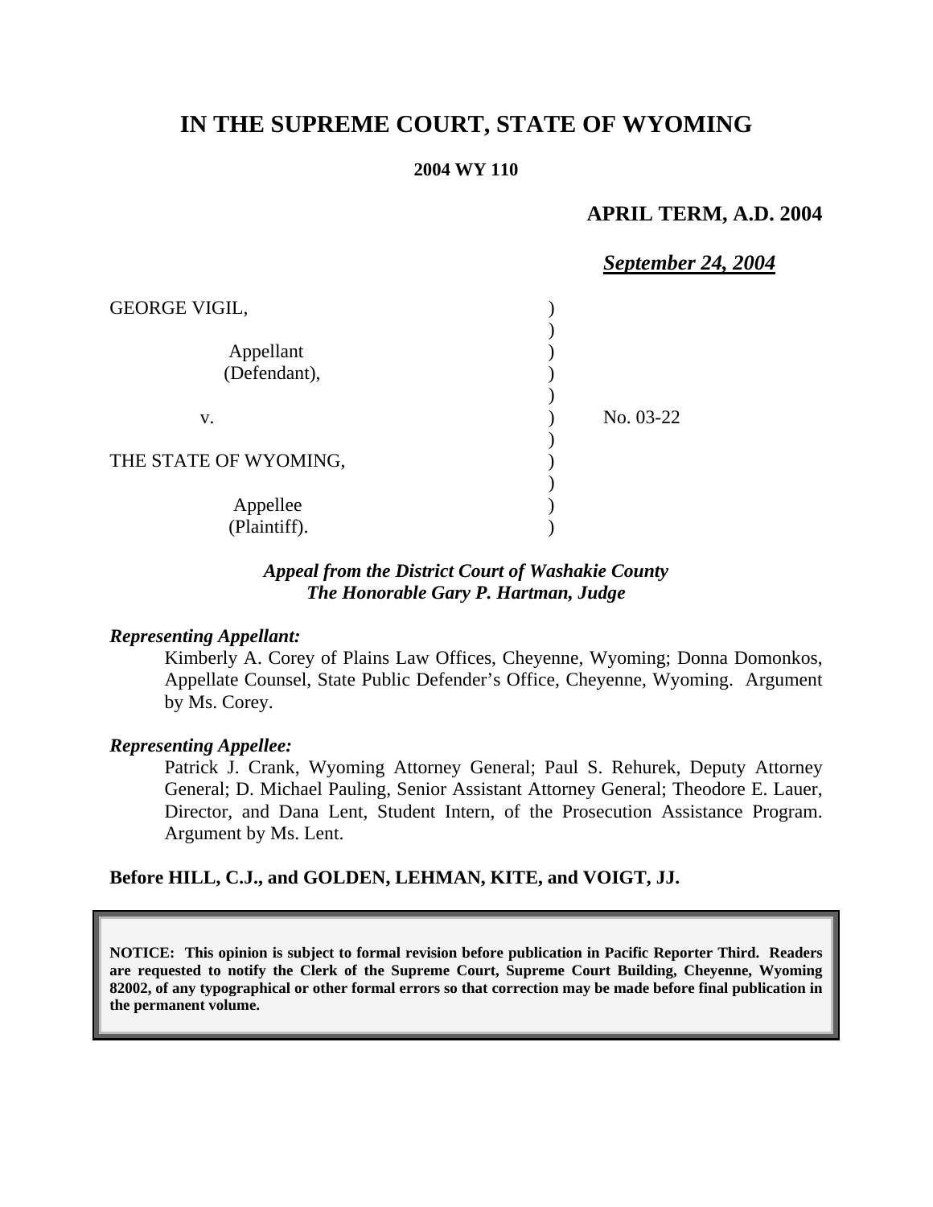# IN THE SUPREME COURT, STATE OF WYOMING

**2004 WY 110**

**APRIL TERM, A.D. 2004**

***September 24, 2004***

GEORGE VIGIL,

Appellant (Defendant),

v.

THE STATE OF WYOMING,

Appellee (Plaintiff).

No. 03-22

***Appeal from the District Court of Washakie County***
***The Honorable Gary P. Hartman, Judge***

***Representing Appellant:***

Kimberly A. Corey of Plains Law Offices, Cheyenne, Wyoming; Donna Domonkos, Appellate Counsel, State Public Defender's Office, Cheyenne, Wyoming. Argument by Ms. Corey.

***Representing Appellee:***

Patrick J. Crank, Wyoming Attorney General; Paul S. Rehurek, Deputy Attorney General; D. Michael Pauling, Senior Assistant Attorney General; Theodore E. Lauer, Director, and Dana Lent, Student Intern, of the Prosecution Assistance Program. Argument by Ms. Lent.

**Before HILL, C.J., and GOLDEN, LEHMAN, KITE, and VOIGT, JJ.**

**NOTICE: This opinion is subject to formal revision before publication in Pacific Reporter Third. Readers are requested to notify the Clerk of the Supreme Court, Supreme Court Building, Cheyenne, Wyoming 82002, of any typographical or other formal errors so that correction may be made before final publication in the permanent volume.**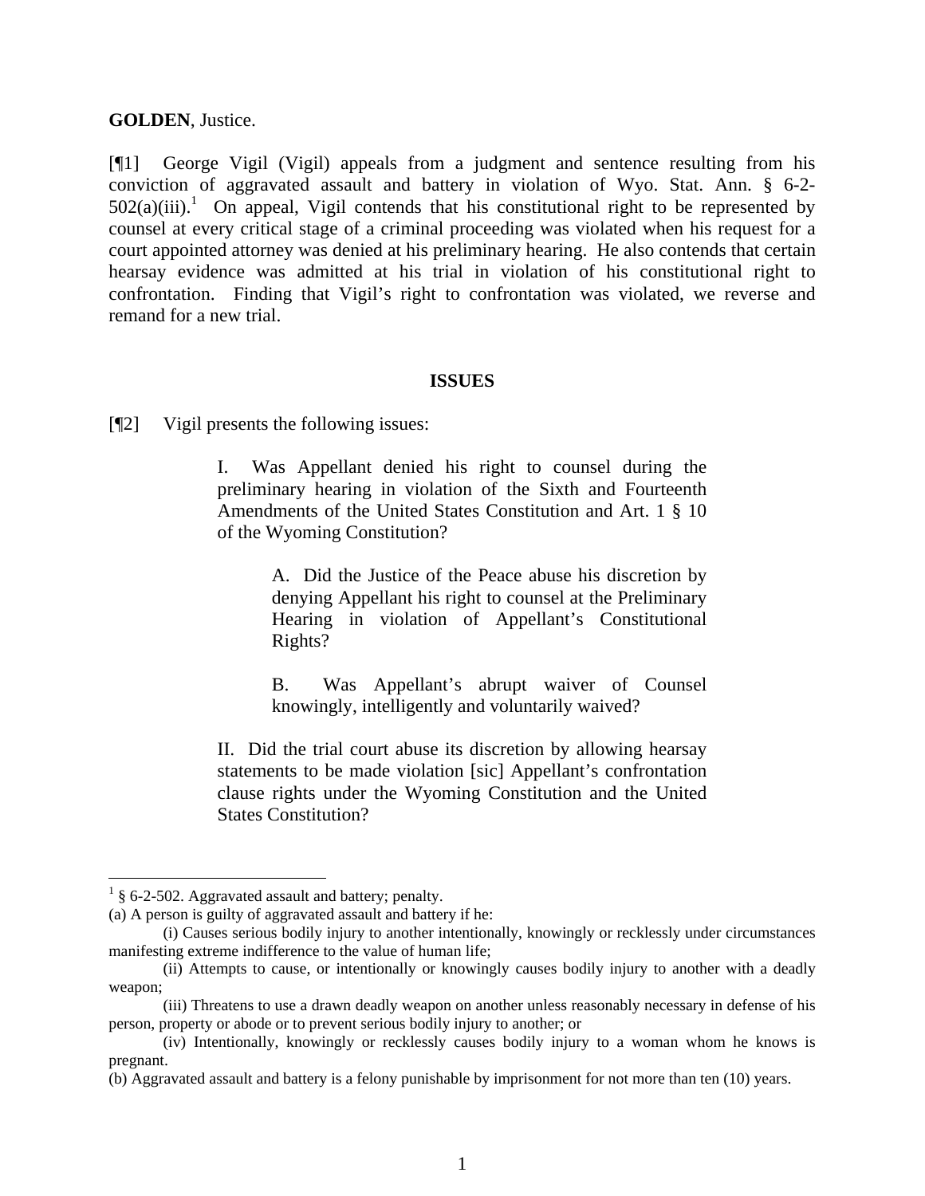**GOLDEN**, Justice.

[¶1] George Vigil (Vigil) appeals from a judgment and sentence resulting from his conviction of aggravated assault and battery in violation of Wyo. Stat. Ann. § 6-2-502(a)(iii).[1] On appeal, Vigil contends that his constitutional right to be represented by counsel at every critical stage of a criminal proceeding was violated when his request for a court appointed attorney was denied at his preliminary hearing. He also contends that certain hearsay evidence was admitted at his trial in violation of his constitutional right to confrontation. Finding that Vigil's right to confrontation was violated, we reverse and remand for a new trial.

## ISSUES

[¶2] Vigil presents the following issues:

> I. Was Appellant denied his right to counsel during the preliminary hearing in violation of the Sixth and Fourteenth Amendments of the United States Constitution and Art. 1 § 10 of the Wyoming Constitution?
>
> > A. Did the Justice of the Peace abuse his discretion by denying Appellant his right to counsel at the Preliminary Hearing in violation of Appellant's Constitutional Rights?
> >
> > B. Was Appellant's abrupt waiver of Counsel knowingly, intelligently and voluntarily waived?
>
> II. Did the trial court abuse its discretion by allowing hearsay statements to be made violation [sic] Appellant's confrontation clause rights under the Wyoming Constitution and the United States Constitution?

---

[1] § 6-2-502. Aggravated assault and battery; penalty.

(a) A person is guilty of aggravated assault and battery if he:

(i) Causes serious bodily injury to another intentionally, knowingly or recklessly under circumstances manifesting extreme indifference to the value of human life;

(ii) Attempts to cause, or intentionally or knowingly causes bodily injury to another with a deadly weapon;

(iii) Threatens to use a drawn deadly weapon on another unless reasonably necessary in defense of his person, property or abode or to prevent serious bodily injury to another; or

(iv) Intentionally, knowingly or recklessly causes bodily injury to a woman whom he knows is pregnant.

(b) Aggravated assault and battery is a felony punishable by imprisonment for not more than ten (10) years.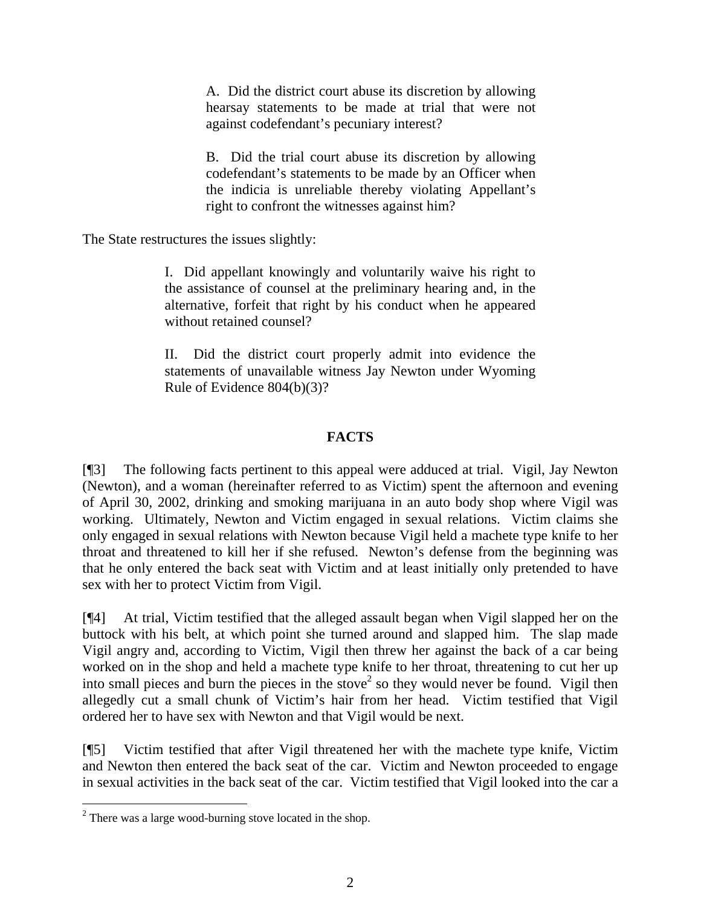> A. Did the district court abuse its discretion by allowing hearsay statements to be made at trial that were not against codefendant's pecuniary interest?
>
> B. Did the trial court abuse its discretion by allowing codefendant's statements to be made by an Officer when the indicia is unreliable thereby violating Appellant's right to confront the witnesses against him?

The State restructures the issues slightly:

> I. Did appellant knowingly and voluntarily waive his right to the assistance of counsel at the preliminary hearing and, in the alternative, forfeit that right by his conduct when he appeared without retained counsel?
>
> II. Did the district court properly admit into evidence the statements of unavailable witness Jay Newton under Wyoming Rule of Evidence 804(b)(3)?

## FACTS

[¶3] The following facts pertinent to this appeal were adduced at trial. Vigil, Jay Newton (Newton), and a woman (hereinafter referred to as Victim) spent the afternoon and evening of April 30, 2002, drinking and smoking marijuana in an auto body shop where Vigil was working. Ultimately, Newton and Victim engaged in sexual relations. Victim claims she only engaged in sexual relations with Newton because Vigil held a machete type knife to her throat and threatened to kill her if she refused. Newton's defense from the beginning was that he only entered the back seat with Victim and at least initially only pretended to have sex with her to protect Victim from Vigil.

[¶4] At trial, Victim testified that the alleged assault began when Vigil slapped her on the buttock with his belt, at which point she turned around and slapped him. The slap made Vigil angry and, according to Victim, Vigil then threw her against the back of a car being worked on in the shop and held a machete type knife to her throat, threatening to cut her up into small pieces and burn the pieces in the stove[2] so they would never be found. Vigil then allegedly cut a small chunk of Victim's hair from her head. Victim testified that Vigil ordered her to have sex with Newton and that Vigil would be next.

[¶5] Victim testified that after Vigil threatened her with the machete type knife, Victim and Newton then entered the back seat of the car. Victim and Newton proceeded to engage in sexual activities in the back seat of the car. Victim testified that Vigil looked into the car a

[2] There was a large wood-burning stove located in the shop.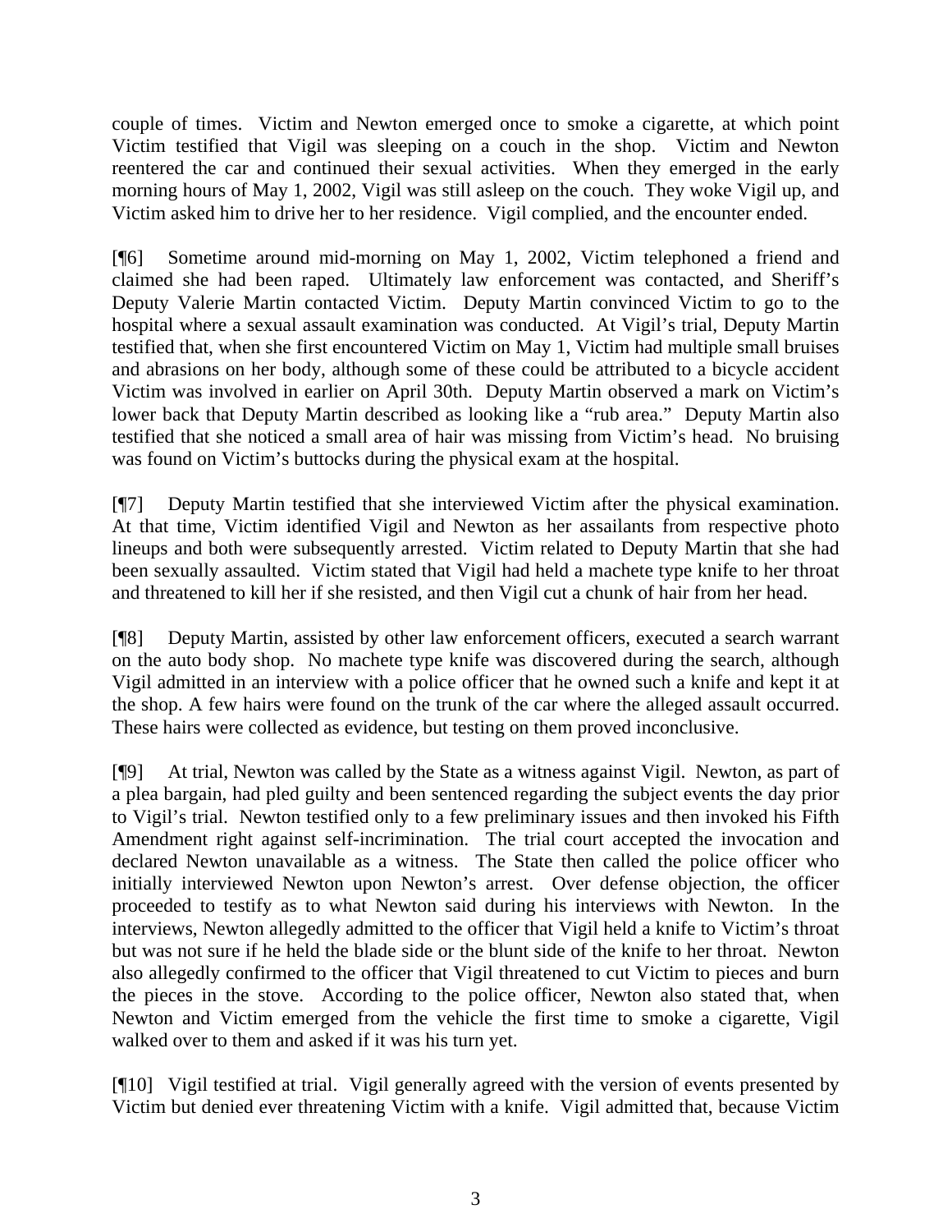couple of times. Victim and Newton emerged once to smoke a cigarette, at which point Victim testified that Vigil was sleeping on a couch in the shop. Victim and Newton reentered the car and continued their sexual activities. When they emerged in the early morning hours of May 1, 2002, Vigil was still asleep on the couch. They woke Vigil up, and Victim asked him to drive her to her residence. Vigil complied, and the encounter ended.

[¶6] Sometime around mid-morning on May 1, 2002, Victim telephoned a friend and claimed she had been raped. Ultimately law enforcement was contacted, and Sheriff's Deputy Valerie Martin contacted Victim. Deputy Martin convinced Victim to go to the hospital where a sexual assault examination was conducted. At Vigil's trial, Deputy Martin testified that, when she first encountered Victim on May 1, Victim had multiple small bruises and abrasions on her body, although some of these could be attributed to a bicycle accident Victim was involved in earlier on April 30th. Deputy Martin observed a mark on Victim's lower back that Deputy Martin described as looking like a "rub area." Deputy Martin also testified that she noticed a small area of hair was missing from Victim's head. No bruising was found on Victim's buttocks during the physical exam at the hospital.

[¶7] Deputy Martin testified that she interviewed Victim after the physical examination. At that time, Victim identified Vigil and Newton as her assailants from respective photo lineups and both were subsequently arrested. Victim related to Deputy Martin that she had been sexually assaulted. Victim stated that Vigil had held a machete type knife to her throat and threatened to kill her if she resisted, and then Vigil cut a chunk of hair from her head.

[¶8] Deputy Martin, assisted by other law enforcement officers, executed a search warrant on the auto body shop. No machete type knife was discovered during the search, although Vigil admitted in an interview with a police officer that he owned such a knife and kept it at the shop. A few hairs were found on the trunk of the car where the alleged assault occurred. These hairs were collected as evidence, but testing on them proved inconclusive.

[¶9] At trial, Newton was called by the State as a witness against Vigil. Newton, as part of a plea bargain, had pled guilty and been sentenced regarding the subject events the day prior to Vigil's trial. Newton testified only to a few preliminary issues and then invoked his Fifth Amendment right against self-incrimination. The trial court accepted the invocation and declared Newton unavailable as a witness. The State then called the police officer who initially interviewed Newton upon Newton's arrest. Over defense objection, the officer proceeded to testify as to what Newton said during his interviews with Newton. In the interviews, Newton allegedly admitted to the officer that Vigil held a knife to Victim's throat but was not sure if he held the blade side or the blunt side of the knife to her throat. Newton also allegedly confirmed to the officer that Vigil threatened to cut Victim to pieces and burn the pieces in the stove. According to the police officer, Newton also stated that, when Newton and Victim emerged from the vehicle the first time to smoke a cigarette, Vigil walked over to them and asked if it was his turn yet.

[¶10] Vigil testified at trial. Vigil generally agreed with the version of events presented by Victim but denied ever threatening Victim with a knife. Vigil admitted that, because Victim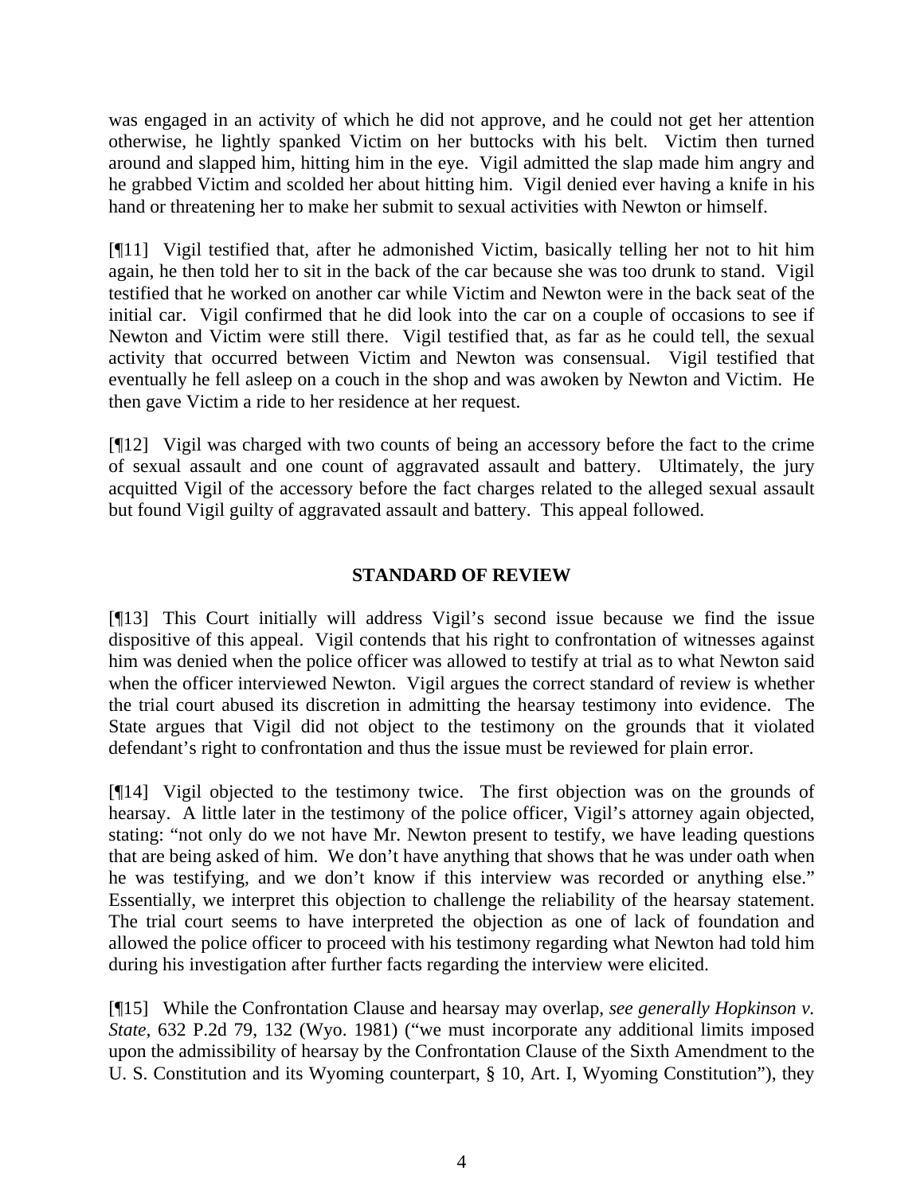was engaged in an activity of which he did not approve, and he could not get her attention otherwise, he lightly spanked Victim on her buttocks with his belt. Victim then turned around and slapped him, hitting him in the eye. Vigil admitted the slap made him angry and he grabbed Victim and scolded her about hitting him. Vigil denied ever having a knife in his hand or threatening her to make her submit to sexual activities with Newton or himself.

[¶11] Vigil testified that, after he admonished Victim, basically telling her not to hit him again, he then told her to sit in the back of the car because she was too drunk to stand. Vigil testified that he worked on another car while Victim and Newton were in the back seat of the initial car. Vigil confirmed that he did look into the car on a couple of occasions to see if Newton and Victim were still there. Vigil testified that, as far as he could tell, the sexual activity that occurred between Victim and Newton was consensual. Vigil testified that eventually he fell asleep on a couch in the shop and was awoken by Newton and Victim. He then gave Victim a ride to her residence at her request.

[¶12] Vigil was charged with two counts of being an accessory before the fact to the crime of sexual assault and one count of aggravated assault and battery. Ultimately, the jury acquitted Vigil of the accessory before the fact charges related to the alleged sexual assault but found Vigil guilty of aggravated assault and battery. This appeal followed.

## STANDARD OF REVIEW

[¶13] This Court initially will address Vigil's second issue because we find the issue dispositive of this appeal. Vigil contends that his right to confrontation of witnesses against him was denied when the police officer was allowed to testify at trial as to what Newton said when the officer interviewed Newton. Vigil argues the correct standard of review is whether the trial court abused its discretion in admitting the hearsay testimony into evidence. The State argues that Vigil did not object to the testimony on the grounds that it violated defendant's right to confrontation and thus the issue must be reviewed for plain error.

[¶14] Vigil objected to the testimony twice. The first objection was on the grounds of hearsay. A little later in the testimony of the police officer, Vigil's attorney again objected, stating: "not only do we not have Mr. Newton present to testify, we have leading questions that are being asked of him. We don't have anything that shows that he was under oath when he was testifying, and we don't know if this interview was recorded or anything else." Essentially, we interpret this objection to challenge the reliability of the hearsay statement. The trial court seems to have interpreted the objection as one of lack of foundation and allowed the police officer to proceed with his testimony regarding what Newton had told him during his investigation after further facts regarding the interview were elicited.

[¶15] While the Confrontation Clause and hearsay may overlap, *see generally Hopkinson v. State*, 632 P.2d 79, 132 (Wyo. 1981) ("we must incorporate any additional limits imposed upon the admissibility of hearsay by the Confrontation Clause of the Sixth Amendment to the U. S. Constitution and its Wyoming counterpart, § 10, Art. I, Wyoming Constitution"), they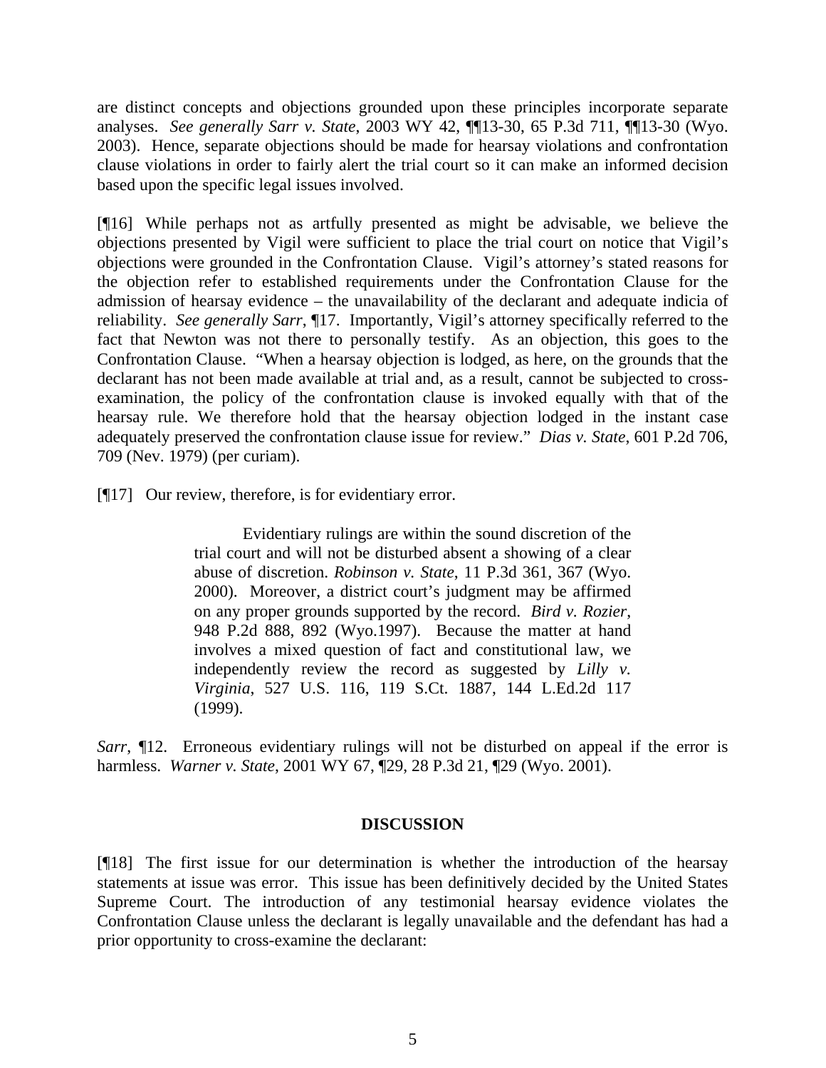are distinct concepts and objections grounded upon these principles incorporate separate analyses. *See generally Sarr v. State*, 2003 WY 42, ¶¶13-30, 65 P.3d 711, ¶¶13-30 (Wyo. 2003). Hence, separate objections should be made for hearsay violations and confrontation clause violations in order to fairly alert the trial court so it can make an informed decision based upon the specific legal issues involved.

[¶16] While perhaps not as artfully presented as might be advisable, we believe the objections presented by Vigil were sufficient to place the trial court on notice that Vigil's objections were grounded in the Confrontation Clause. Vigil's attorney's stated reasons for the objection refer to established requirements under the Confrontation Clause for the admission of hearsay evidence – the unavailability of the declarant and adequate indicia of reliability. *See generally Sarr*, ¶17. Importantly, Vigil's attorney specifically referred to the fact that Newton was not there to personally testify. As an objection, this goes to the Confrontation Clause. "When a hearsay objection is lodged, as here, on the grounds that the declarant has not been made available at trial and, as a result, cannot be subjected to cross-examination, the policy of the confrontation clause is invoked equally with that of the hearsay rule. We therefore hold that the hearsay objection lodged in the instant case adequately preserved the confrontation clause issue for review." *Dias v. State*, 601 P.2d 706, 709 (Nev. 1979) (per curiam).

[¶17] Our review, therefore, is for evidentiary error.

> Evidentiary rulings are within the sound discretion of the trial court and will not be disturbed absent a showing of a clear abuse of discretion. *Robinson v. State*, 11 P.3d 361, 367 (Wyo. 2000). Moreover, a district court's judgment may be affirmed on any proper grounds supported by the record. *Bird v. Rozier*, 948 P.2d 888, 892 (Wyo.1997). Because the matter at hand involves a mixed question of fact and constitutional law, we independently review the record as suggested by *Lilly v. Virginia*, 527 U.S. 116, 119 S.Ct. 1887, 144 L.Ed.2d 117 (1999).

*Sarr*, ¶12. Erroneous evidentiary rulings will not be disturbed on appeal if the error is harmless. *Warner v. State*, 2001 WY 67, ¶29, 28 P.3d 21, ¶29 (Wyo. 2001).

## DISCUSSION

[¶18] The first issue for our determination is whether the introduction of the hearsay statements at issue was error. This issue has been definitively decided by the United States Supreme Court. The introduction of any testimonial hearsay evidence violates the Confrontation Clause unless the declarant is legally unavailable and the defendant has had a prior opportunity to cross-examine the declarant: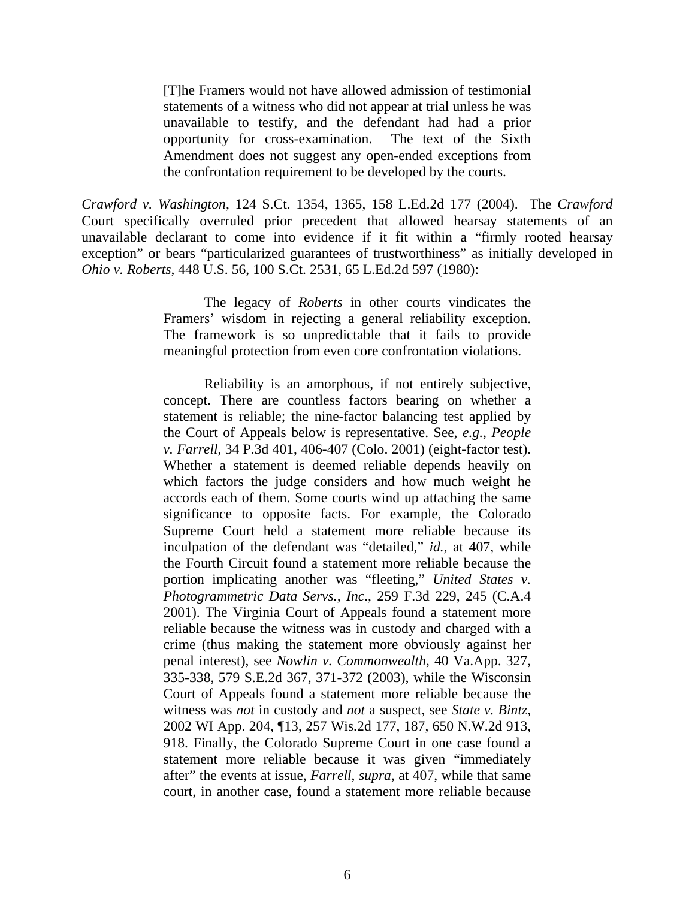> [T]he Framers would not have allowed admission of testimonial statements of a witness who did not appear at trial unless he was unavailable to testify, and the defendant had had a prior opportunity for cross-examination. The text of the Sixth Amendment does not suggest any open-ended exceptions from the confrontation requirement to be developed by the courts.

*Crawford v. Washington*, 124 S.Ct. 1354, 1365, 158 L.Ed.2d 177 (2004). The *Crawford* Court specifically overruled prior precedent that allowed hearsay statements of an unavailable declarant to come into evidence if it fit within a "firmly rooted hearsay exception" or bears "particularized guarantees of trustworthiness" as initially developed in *Ohio v. Roberts*, 448 U.S. 56, 100 S.Ct. 2531, 65 L.Ed.2d 597 (1980):

> The legacy of *Roberts* in other courts vindicates the Framers' wisdom in rejecting a general reliability exception. The framework is so unpredictable that it fails to provide meaningful protection from even core confrontation violations.
>
> Reliability is an amorphous, if not entirely subjective, concept. There are countless factors bearing on whether a statement is reliable; the nine-factor balancing test applied by the Court of Appeals below is representative. See, *e.g., People v. Farrell*, 34 P.3d 401, 406-407 (Colo. 2001) (eight-factor test). Whether a statement is deemed reliable depends heavily on which factors the judge considers and how much weight he accords each of them. Some courts wind up attaching the same significance to opposite facts. For example, the Colorado Supreme Court held a statement more reliable because its inculpation of the defendant was "detailed," *id.*, at 407, while the Fourth Circuit found a statement more reliable because the portion implicating another was "fleeting," *United States v. Photogrammetric Data Servs., Inc*., 259 F.3d 229, 245 (C.A.4 2001). The Virginia Court of Appeals found a statement more reliable because the witness was in custody and charged with a crime (thus making the statement more obviously against her penal interest), see *Nowlin v. Commonwealth*, 40 Va.App. 327, 335-338, 579 S.E.2d 367, 371-372 (2003), while the Wisconsin Court of Appeals found a statement more reliable because the witness was *not* in custody and *not* a suspect, see *State v. Bintz*, 2002 WI App. 204, ¶13, 257 Wis.2d 177, 187, 650 N.W.2d 913, 918. Finally, the Colorado Supreme Court in one case found a statement more reliable because it was given "immediately after" the events at issue, *Farrell*, *supra*, at 407, while that same court, in another case, found a statement more reliable because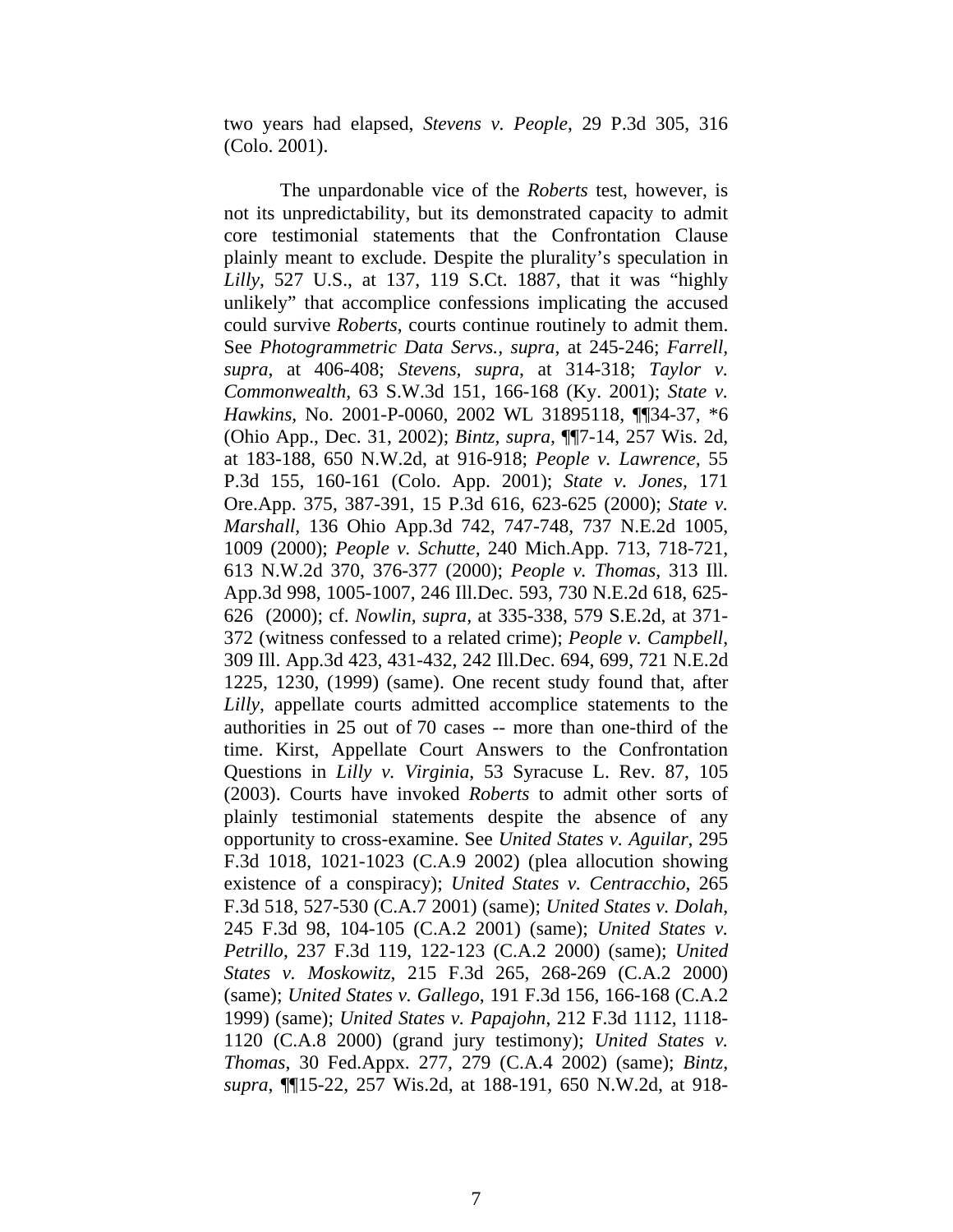two years had elapsed, *Stevens v. People*, 29 P.3d 305, 316 (Colo. 2001).

The unpardonable vice of the *Roberts* test, however, is not its unpredictability, but its demonstrated capacity to admit core testimonial statements that the Confrontation Clause plainly meant to exclude. Despite the plurality's speculation in *Lilly*, 527 U.S., at 137, 119 S.Ct. 1887, that it was "highly unlikely" that accomplice confessions implicating the accused could survive *Roberts*, courts continue routinely to admit them. See *Photogrammetric Data Servs.*, *supra*, at 245-246; *Farrell*, *supra*, at 406-408; *Stevens*, *supra*, at 314-318; *Taylor v. Commonwealth*, 63 S.W.3d 151, 166-168 (Ky. 2001); *State v. Hawkins*, No. 2001-P-0060, 2002 WL 31895118, ¶¶34-37, *6 (Ohio App., Dec. 31, 2002); *Bintz*, *supra*, ¶¶7-14, 257 Wis. 2d, at 183-188, 650 N.W.2d, at 916-918; *People v. Lawrence*, 55 P.3d 155, 160-161 (Colo. App. 2001); *State v. Jones*, 171 Ore.App. 375, 387-391, 15 P.3d 616, 623-625 (2000); *State v. Marshall*, 136 Ohio App.3d 742, 747-748, 737 N.E.2d 1005, 1009 (2000); *People v. Schutte*, 240 Mich.App. 713, 718-721, 613 N.W.2d 370, 376-377 (2000); *People v. Thomas*, 313 Ill. App.3d 998, 1005-1007, 246 Ill.Dec. 593, 730 N.E.2d 618, 625-626 (2000); cf. *Nowlin*, *supra*, at 335-338, 579 S.E.2d, at 371-372 (witness confessed to a related crime); *People v. Campbell*, 309 Ill. App.3d 423, 431-432, 242 Ill.Dec. 694, 699, 721 N.E.2d 1225, 1230, (1999) (same). One recent study found that, after *Lilly*, appellate courts admitted accomplice statements to the authorities in 25 out of 70 cases -- more than one-third of the time. Kirst, Appellate Court Answers to the Confrontation Questions in *Lilly v. Virginia*, 53 Syracuse L. Rev. 87, 105 (2003). Courts have invoked *Roberts* to admit other sorts of plainly testimonial statements despite the absence of any opportunity to cross-examine. See *United States v. Aguilar*, 295 F.3d 1018, 1021-1023 (C.A.9 2002) (plea allocution showing existence of a conspiracy); *United States v. Centracchio*, 265 F.3d 518, 527-530 (C.A.7 2001) (same); *United States v. Dolah*, 245 F.3d 98, 104-105 (C.A.2 2001) (same); *United States v. Petrillo*, 237 F.3d 119, 122-123 (C.A.2 2000) (same); *United States v. Moskowitz*, 215 F.3d 265, 268-269 (C.A.2 2000) (same); *United States v. Gallego*, 191 F.3d 156, 166-168 (C.A.2 1999) (same); *United States v. Papajohn*, 212 F.3d 1112, 1118-1120 (C.A.8 2000) (grand jury testimony); *United States v. Thomas*, 30 Fed.Appx. 277, 279 (C.A.4 2002) (same); *Bintz*, *supra*, ¶¶15-22, 257 Wis.2d, at 188-191, 650 N.W.2d, at 918-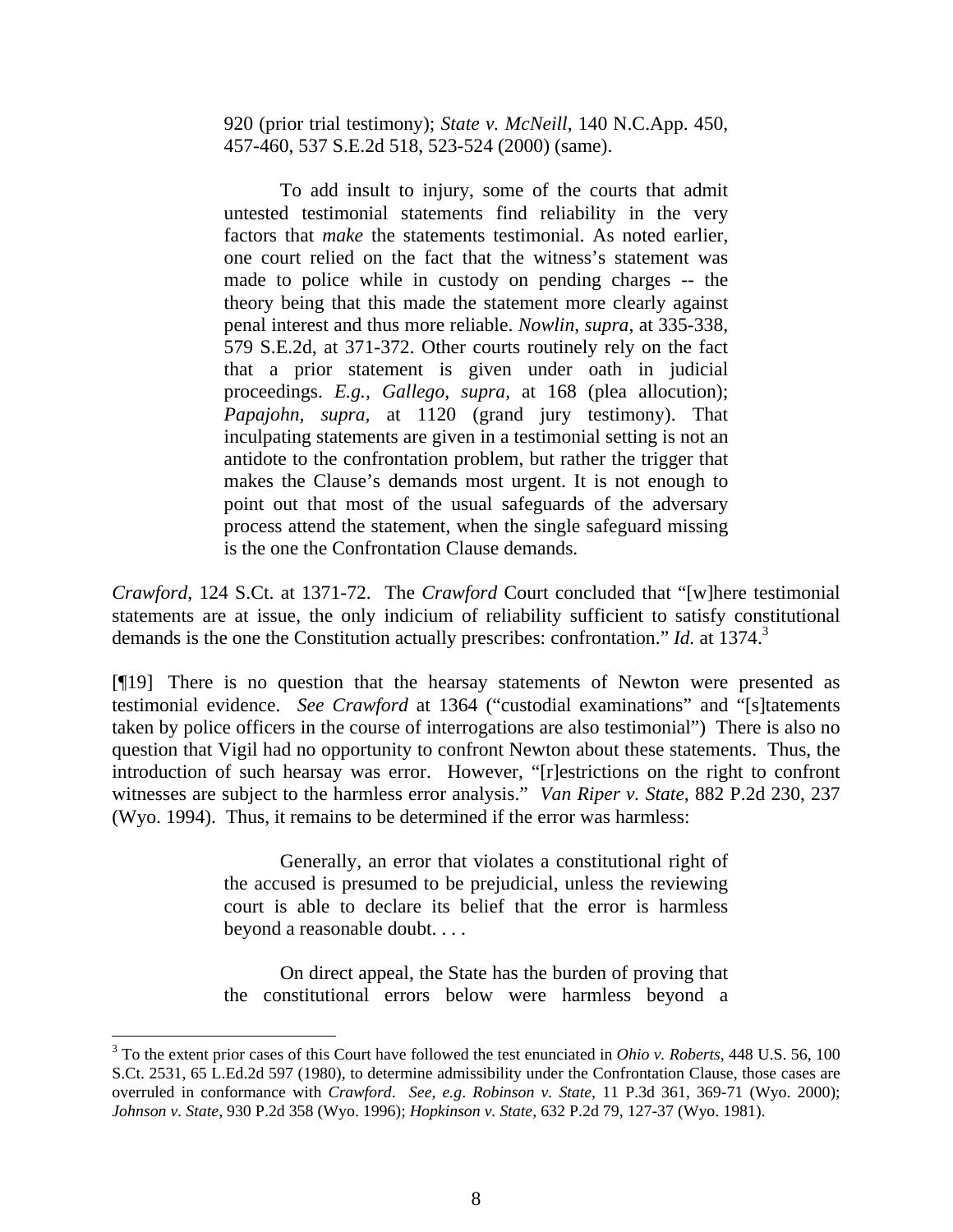> 920 (prior trial testimony); *State v. McNeill*, 140 N.C.App. 450, 457-460, 537 S.E.2d 518, 523-524 (2000) (same).
>
> To add insult to injury, some of the courts that admit untested testimonial statements find reliability in the very factors that *make* the statements testimonial. As noted earlier, one court relied on the fact that the witness's statement was made to police while in custody on pending charges -- the theory being that this made the statement more clearly against penal interest and thus more reliable. *Nowlin*, *supra*, at 335-338, 579 S.E.2d, at 371-372. Other courts routinely rely on the fact that a prior statement is given under oath in judicial proceedings. *E.g., Gallego*, *supra*, at 168 (plea allocution); *Papajohn*, *supra*, at 1120 (grand jury testimony). That inculpating statements are given in a testimonial setting is not an antidote to the confrontation problem, but rather the trigger that makes the Clause's demands most urgent. It is not enough to point out that most of the usual safeguards of the adversary process attend the statement, when the single safeguard missing is the one the Confrontation Clause demands.

*Crawford*, 124 S.Ct. at 1371-72. The *Crawford* Court concluded that "[w]here testimonial statements are at issue, the only indicium of reliability sufficient to satisfy constitutional demands is the one the Constitution actually prescribes: confrontation." *Id.* at 1374.[3]

[¶19] There is no question that the hearsay statements of Newton were presented as testimonial evidence. *See Crawford* at 1364 ("custodial examinations" and "[s]tatements taken by police officers in the course of interrogations are also testimonial") There is also no question that Vigil had no opportunity to confront Newton about these statements. Thus, the introduction of such hearsay was error. However, "[r]estrictions on the right to confront witnesses are subject to the harmless error analysis." *Van Riper v. State*, 882 P.2d 230, 237 (Wyo. 1994). Thus, it remains to be determined if the error was harmless:

> Generally, an error that violates a constitutional right of the accused is presumed to be prejudicial, unless the reviewing court is able to declare its belief that the error is harmless beyond a reasonable doubt. . . .
>
> On direct appeal, the State has the burden of proving that the constitutional errors below were harmless beyond a

---

[3] To the extent prior cases of this Court have followed the test enunciated in *Ohio v. Roberts*, 448 U.S. 56, 100 S.Ct. 2531, 65 L.Ed.2d 597 (1980), to determine admissibility under the Confrontation Clause, those cases are overruled in conformance with *Crawford*. *See, e.g*. *Robinson v. State*, 11 P.3d 361, 369-71 (Wyo. 2000); *Johnson v. State*, 930 P.2d 358 (Wyo. 1996); *Hopkinson v. State*, 632 P.2d 79, 127-37 (Wyo. 1981).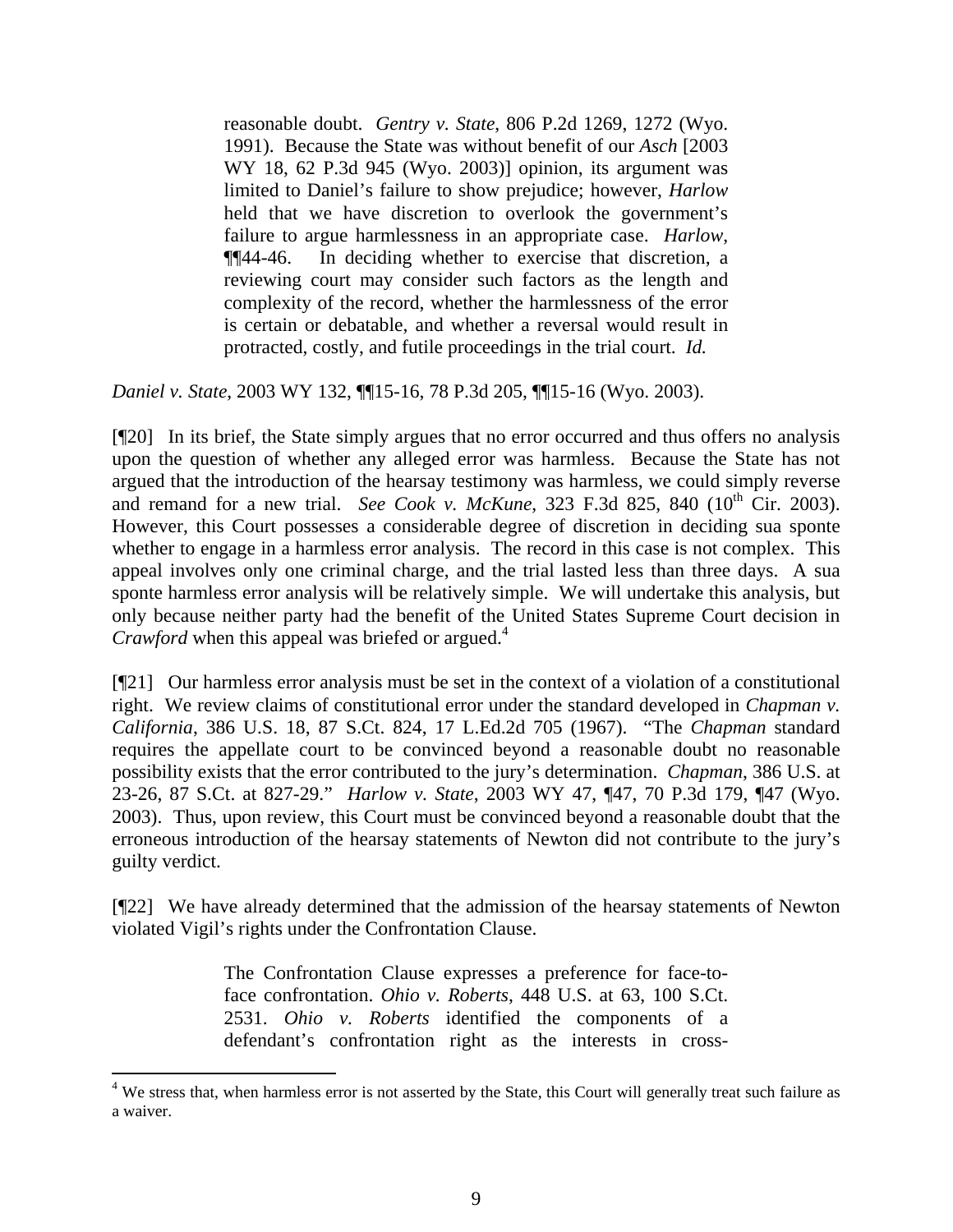> reasonable doubt. *Gentry v. State*, 806 P.2d 1269, 1272 (Wyo. 1991). Because the State was without benefit of our *Asch* [2003 WY 18, 62 P.3d 945 (Wyo. 2003)] opinion, its argument was limited to Daniel's failure to show prejudice; however, *Harlow* held that we have discretion to overlook the government's failure to argue harmlessness in an appropriate case. *Harlow*, ¶¶44-46. In deciding whether to exercise that discretion, a reviewing court may consider such factors as the length and complexity of the record, whether the harmlessness of the error is certain or debatable, and whether a reversal would result in protracted, costly, and futile proceedings in the trial court. *Id.*

*Daniel v. State*, 2003 WY 132, ¶¶15-16, 78 P.3d 205, ¶¶15-16 (Wyo. 2003).

[¶20] In its brief, the State simply argues that no error occurred and thus offers no analysis upon the question of whether any alleged error was harmless. Because the State has not argued that the introduction of the hearsay testimony was harmless, we could simply reverse and remand for a new trial. *See Cook v. McKune*, 323 F.3d 825, 840 (10th Cir. 2003). However, this Court possesses a considerable degree of discretion in deciding sua sponte whether to engage in a harmless error analysis. The record in this case is not complex. This appeal involves only one criminal charge, and the trial lasted less than three days. A sua sponte harmless error analysis will be relatively simple. We will undertake this analysis, but only because neither party had the benefit of the United States Supreme Court decision in *Crawford* when this appeal was briefed or argued.[4]

[¶21] Our harmless error analysis must be set in the context of a violation of a constitutional right. We review claims of constitutional error under the standard developed in *Chapman v. California*, 386 U.S. 18, 87 S.Ct. 824, 17 L.Ed.2d 705 (1967). "The *Chapman* standard requires the appellate court to be convinced beyond a reasonable doubt no reasonable possibility exists that the error contributed to the jury's determination. *Chapman*, 386 U.S. at 23-26, 87 S.Ct. at 827-29." *Harlow v. State*, 2003 WY 47, ¶47, 70 P.3d 179, ¶47 (Wyo. 2003). Thus, upon review, this Court must be convinced beyond a reasonable doubt that the erroneous introduction of the hearsay statements of Newton did not contribute to the jury's guilty verdict.

[¶22] We have already determined that the admission of the hearsay statements of Newton violated Vigil's rights under the Confrontation Clause.

> The Confrontation Clause expresses a preference for face-to-face confrontation. *Ohio v. Roberts*, 448 U.S. at 63, 100 S.Ct. 2531. *Ohio v. Roberts* identified the components of a defendant's confrontation right as the interests in cross-

---

[4] We stress that, when harmless error is not asserted by the State, this Court will generally treat such failure as a waiver.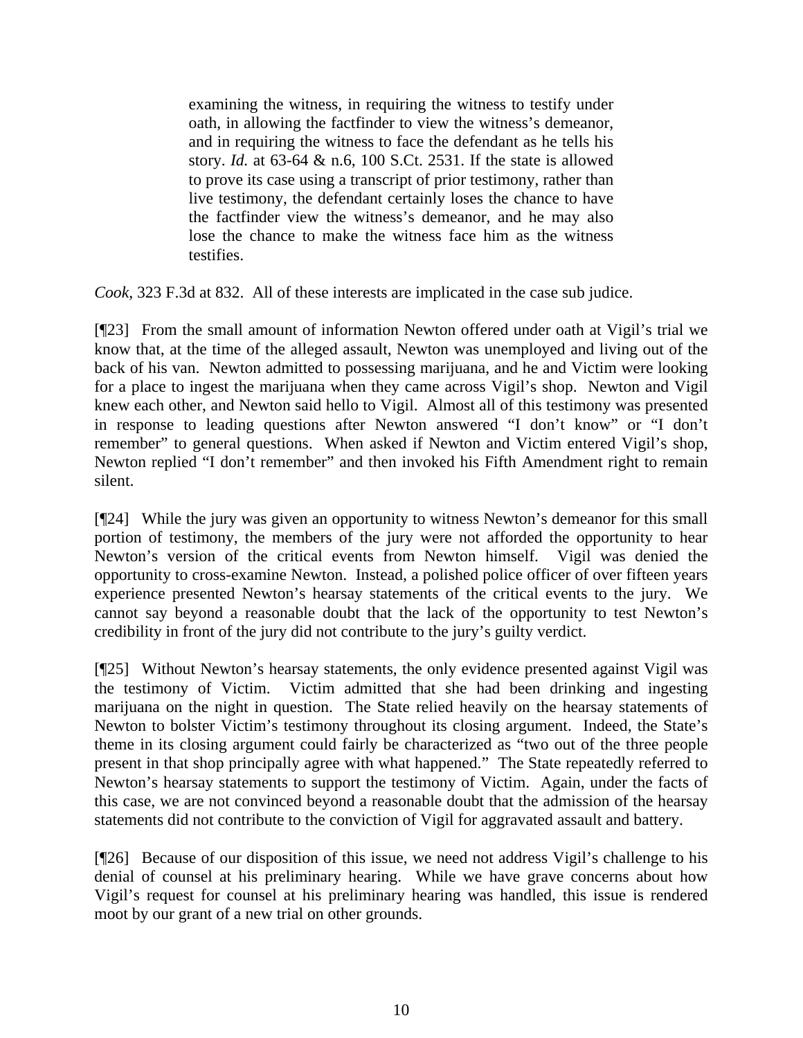> examining the witness, in requiring the witness to testify under oath, in allowing the factfinder to view the witness's demeanor, and in requiring the witness to face the defendant as he tells his story. *Id.* at 63-64 & n.6, 100 S.Ct. 2531. If the state is allowed to prove its case using a transcript of prior testimony, rather than live testimony, the defendant certainly loses the chance to have the factfinder view the witness's demeanor, and he may also lose the chance to make the witness face him as the witness testifies.

*Cook*, 323 F.3d at 832. All of these interests are implicated in the case sub judice.

[¶23] From the small amount of information Newton offered under oath at Vigil's trial we know that, at the time of the alleged assault, Newton was unemployed and living out of the back of his van. Newton admitted to possessing marijuana, and he and Victim were looking for a place to ingest the marijuana when they came across Vigil's shop. Newton and Vigil knew each other, and Newton said hello to Vigil. Almost all of this testimony was presented in response to leading questions after Newton answered "I don't know" or "I don't remember" to general questions. When asked if Newton and Victim entered Vigil's shop, Newton replied "I don't remember" and then invoked his Fifth Amendment right to remain silent.

[¶24] While the jury was given an opportunity to witness Newton's demeanor for this small portion of testimony, the members of the jury were not afforded the opportunity to hear Newton's version of the critical events from Newton himself. Vigil was denied the opportunity to cross-examine Newton. Instead, a polished police officer of over fifteen years experience presented Newton's hearsay statements of the critical events to the jury. We cannot say beyond a reasonable doubt that the lack of the opportunity to test Newton's credibility in front of the jury did not contribute to the jury's guilty verdict.

[¶25] Without Newton's hearsay statements, the only evidence presented against Vigil was the testimony of Victim. Victim admitted that she had been drinking and ingesting marijuana on the night in question. The State relied heavily on the hearsay statements of Newton to bolster Victim's testimony throughout its closing argument. Indeed, the State's theme in its closing argument could fairly be characterized as "two out of the three people present in that shop principally agree with what happened." The State repeatedly referred to Newton's hearsay statements to support the testimony of Victim. Again, under the facts of this case, we are not convinced beyond a reasonable doubt that the admission of the hearsay statements did not contribute to the conviction of Vigil for aggravated assault and battery.

[¶26] Because of our disposition of this issue, we need not address Vigil's challenge to his denial of counsel at his preliminary hearing. While we have grave concerns about how Vigil's request for counsel at his preliminary hearing was handled, this issue is rendered moot by our grant of a new trial on other grounds.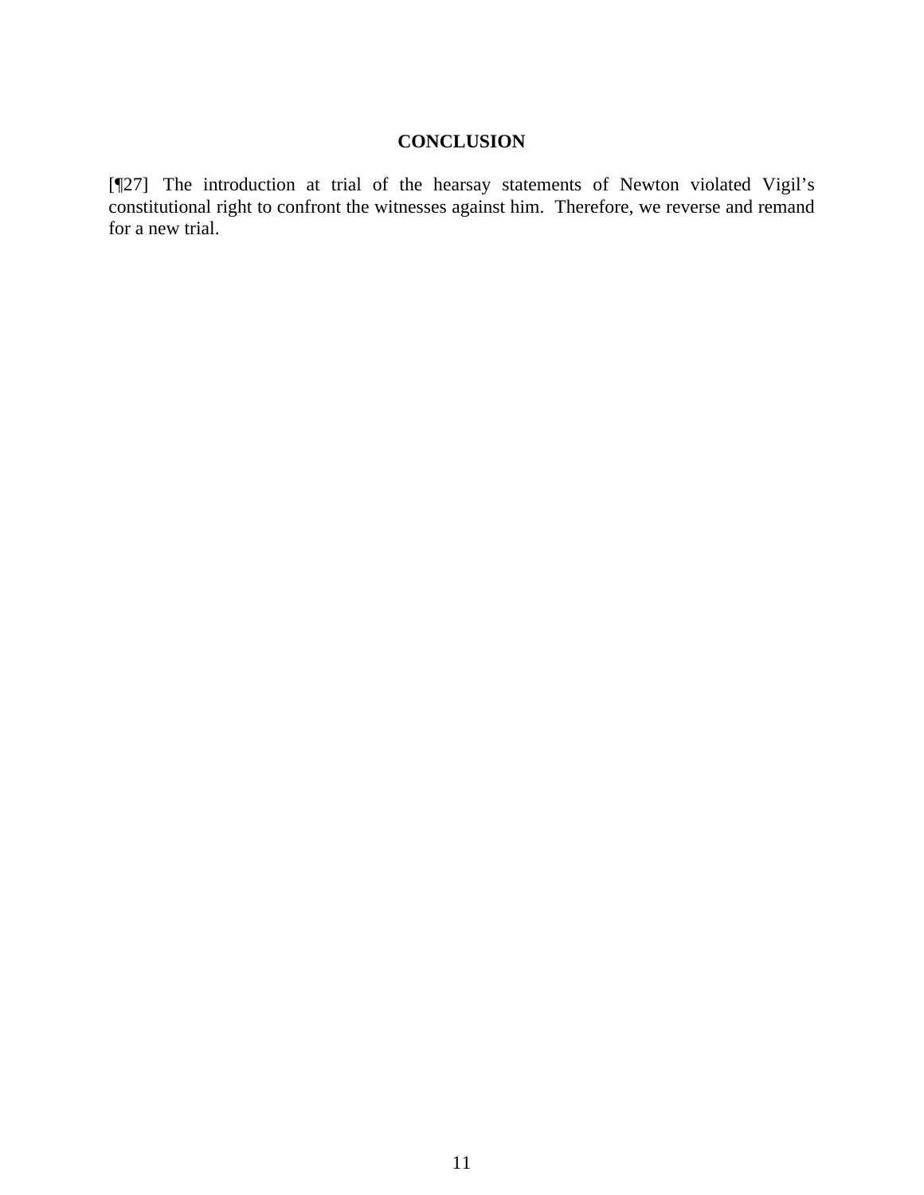## CONCLUSION

[¶27] The introduction at trial of the hearsay statements of Newton violated Vigil's constitutional right to confront the witnesses against him. Therefore, we reverse and remand for a new trial.